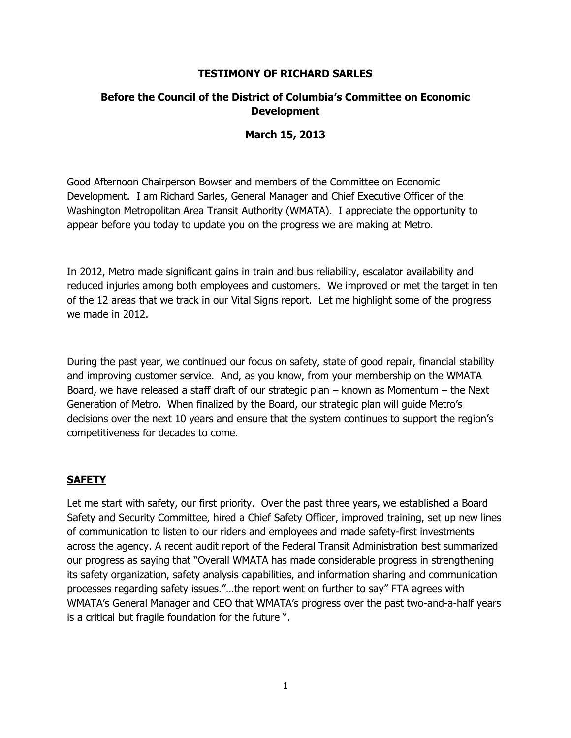**TESTIMONY OF RICHARD SARLES**

**Before the Council of the District of Columbia's Committee on Economic Development**

**March 15, 2013**

Good Afternoon Chairperson Bowser and members of the Committee on Economic Development. I am Richard Sarles, General Manager and Chief Executive Officer of the Washington Metropolitan Area Transit Authority (WMATA). I appreciate the opportunity to appear before you today to update you on the progress we are making at Metro.

In 2012, Metro made significant gains in train and bus reliability, escalator availability and reduced injuries among both employees and customers. We improved or met the target in ten of the 12 areas that we track in our Vital Signs report. Let me highlight some of the progress we made in 2012.

During the past year, we continued our focus on safety, state of good repair, financial stability and improving customer service. And, as you know, from your membership on the WMATA Board, we have released a staff draft of our strategic plan – known as Momentum – the Next Generation of Metro. When finalized by the Board, our strategic plan will guide Metro's decisions over the next 10 years and ensure that the system continues to support the region's competitiveness for decades to come.

## SAFETY

Let me start with safety, our first priority. Over the past three years, we established a Board Safety and Security Committee, hired a Chief Safety Officer, improved training, set up new lines of communication to listen to our riders and employees and made safety-first investments across the agency. A recent audit report of the Federal Transit Administration best summarized our progress as saying that "Overall WMATA has made considerable progress in strengthening its safety organization, safety analysis capabilities, and information sharing and communication processes regarding safety issues."…the report went on further to say" FTA agrees with WMATA's General Manager and CEO that WMATA's progress over the past two-and-a-half years is a critical but fragile foundation for the future ".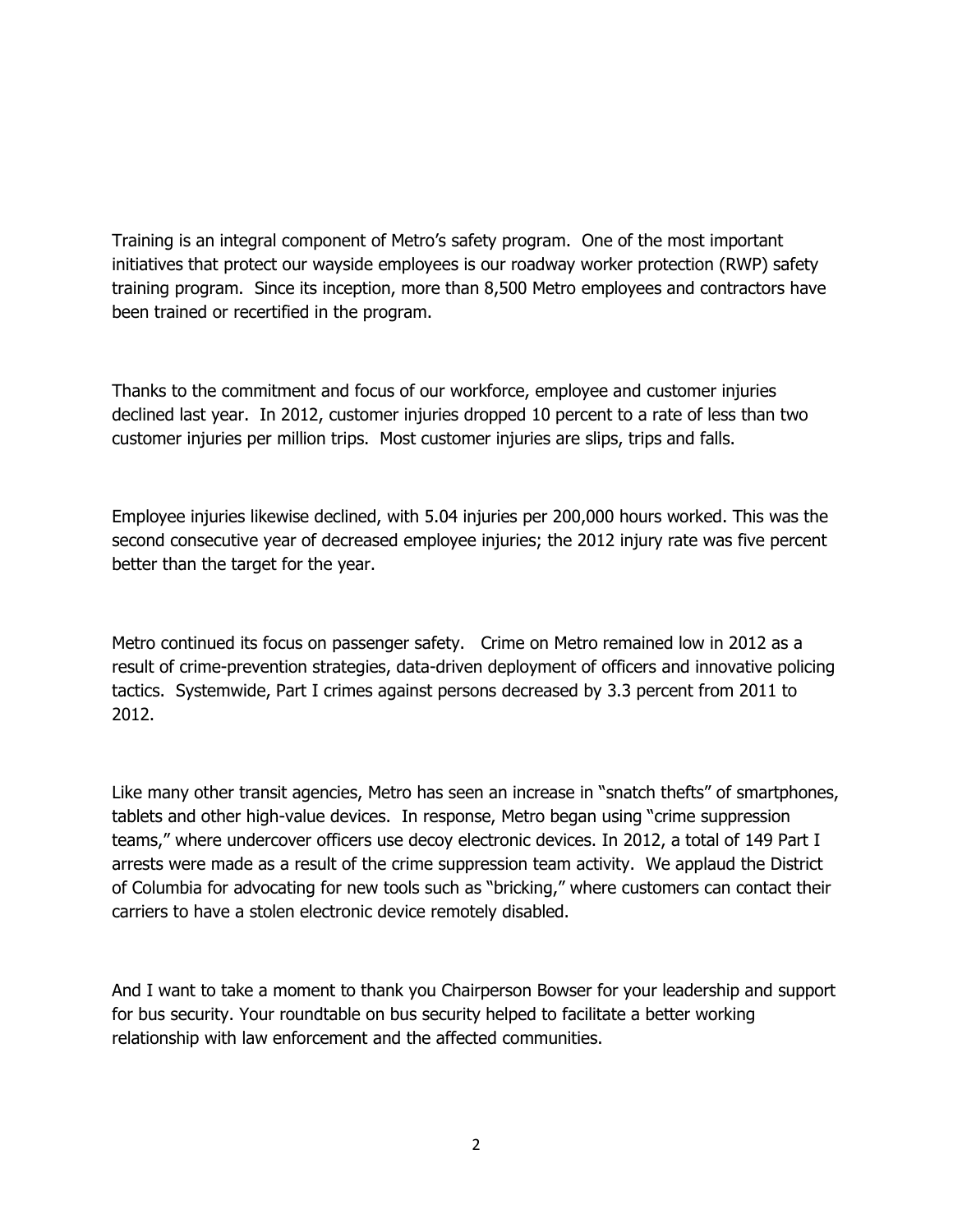Training is an integral component of Metro's safety program. One of the most important initiatives that protect our wayside employees is our roadway worker protection (RWP) safety training program. Since its inception, more than 8,500 Metro employees and contractors have been trained or recertified in the program.

Thanks to the commitment and focus of our workforce, employee and customer injuries declined last year. In 2012, customer injuries dropped 10 percent to a rate of less than two customer injuries per million trips. Most customer injuries are slips, trips and falls.

Employee injuries likewise declined, with 5.04 injuries per 200,000 hours worked. This was the second consecutive year of decreased employee injuries; the 2012 injury rate was five percent better than the target for the year.

Metro continued its focus on passenger safety. Crime on Metro remained low in 2012 as a result of crime-prevention strategies, data-driven deployment of officers and innovative policing tactics. Systemwide, Part I crimes against persons decreased by 3.3 percent from 2011 to 2012.

Like many other transit agencies, Metro has seen an increase in "snatch thefts" of smartphones, tablets and other high-value devices. In response, Metro began using "crime suppression teams," where undercover officers use decoy electronic devices. In 2012, a total of 149 Part I arrests were made as a result of the crime suppression team activity. We applaud the District of Columbia for advocating for new tools such as "bricking," where customers can contact their carriers to have a stolen electronic device remotely disabled.

And I want to take a moment to thank you Chairperson Bowser for your leadership and support for bus security. Your roundtable on bus security helped to facilitate a better working relationship with law enforcement and the affected communities.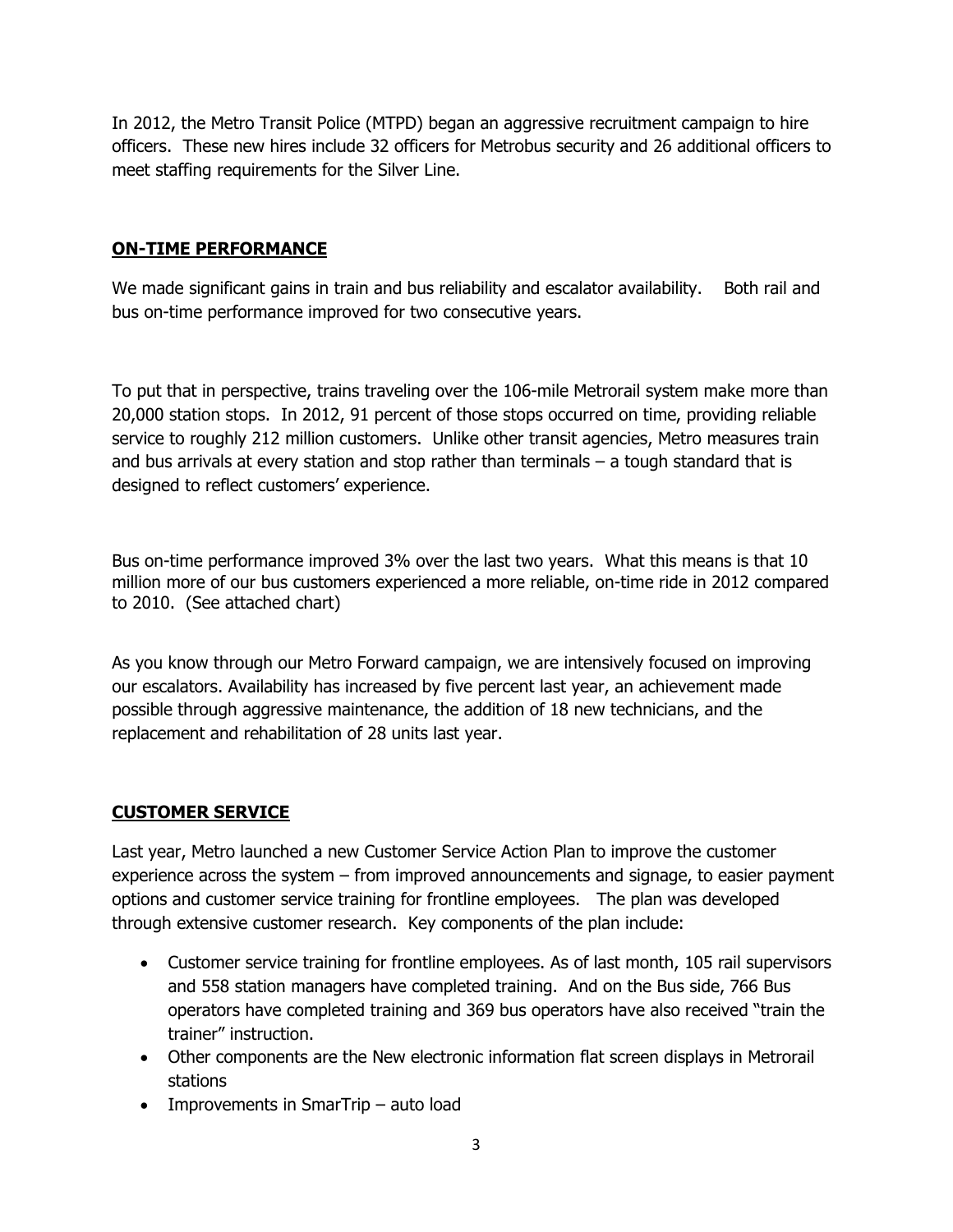In 2012, the Metro Transit Police (MTPD) began an aggressive recruitment campaign to hire officers. These new hires include 32 officers for Metrobus security and 26 additional officers to meet staffing requirements for the Silver Line.

## ON-TIME PERFORMANCE

We made significant gains in train and bus reliability and escalator availability. Both rail and bus on-time performance improved for two consecutive years.

To put that in perspective, trains traveling over the 106-mile Metrorail system make more than 20,000 station stops. In 2012, 91 percent of those stops occurred on time, providing reliable service to roughly 212 million customers. Unlike other transit agencies, Metro measures train and bus arrivals at every station and stop rather than terminals – a tough standard that is designed to reflect customers' experience.

Bus on-time performance improved 3% over the last two years. What this means is that 10 million more of our bus customers experienced a more reliable, on-time ride in 2012 compared to 2010. (See attached chart)

As you know through our Metro Forward campaign, we are intensively focused on improving our escalators. Availability has increased by five percent last year, an achievement made possible through aggressive maintenance, the addition of 18 new technicians, and the replacement and rehabilitation of 28 units last year.

## CUSTOMER SERVICE

Last year, Metro launched a new Customer Service Action Plan to improve the customer experience across the system – from improved announcements and signage, to easier payment options and customer service training for frontline employees. The plan was developed through extensive customer research. Key components of the plan include:

- Customer service training for frontline employees. As of last month, 105 rail supervisors and 558 station managers have completed training. And on the Bus side, 766 Bus operators have completed training and 369 bus operators have also received "train the trainer" instruction.
- Other components are the New electronic information flat screen displays in Metrorail stations
- Improvements in SmarTrip – auto load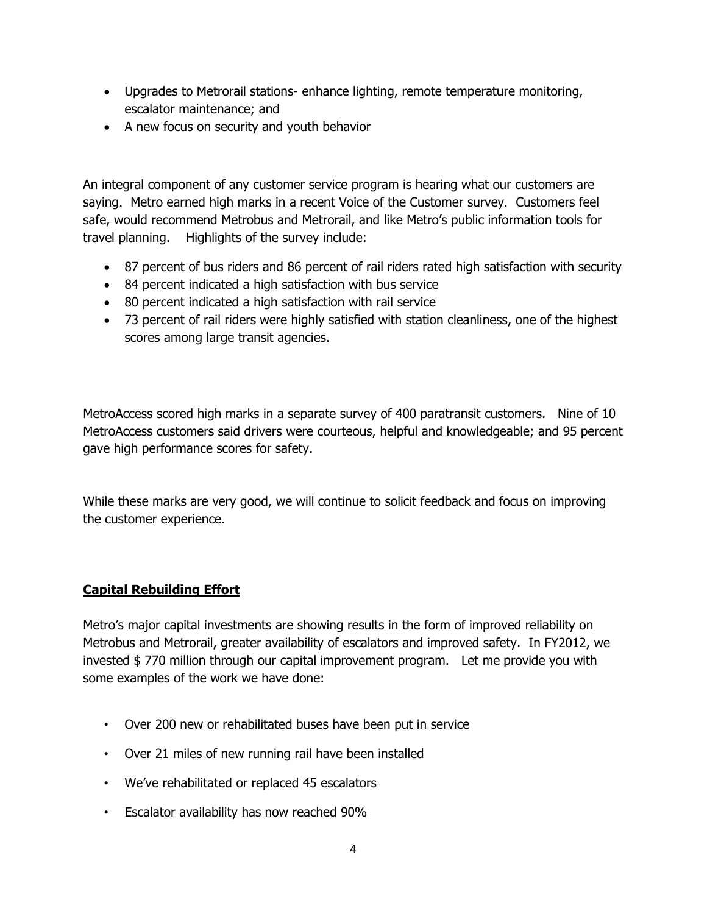- Upgrades to Metrorail stations- enhance lighting, remote temperature monitoring, escalator maintenance; and
- A new focus on security and youth behavior

An integral component of any customer service program is hearing what our customers are saying. Metro earned high marks in a recent Voice of the Customer survey. Customers feel safe, would recommend Metrobus and Metrorail, and like Metro's public information tools for travel planning. Highlights of the survey include:

- 87 percent of bus riders and 86 percent of rail riders rated high satisfaction with security
- 84 percent indicated a high satisfaction with bus service
- 80 percent indicated a high satisfaction with rail service
- 73 percent of rail riders were highly satisfied with station cleanliness, one of the highest scores among large transit agencies.

MetroAccess scored high marks in a separate survey of 400 paratransit customers. Nine of 10 MetroAccess customers said drivers were courteous, helpful and knowledgeable; and 95 percent gave high performance scores for safety.

While these marks are very good, we will continue to solicit feedback and focus on improving the customer experience.

## Capital Rebuilding Effort

Metro's major capital investments are showing results in the form of improved reliability on Metrobus and Metrorail, greater availability of escalators and improved safety. In FY2012, we invested $ 770 million through our capital improvement program. Let me provide you with some examples of the work we have done:

- Over 200 new or rehabilitated buses have been put in service
- Over 21 miles of new running rail have been installed
- We've rehabilitated or replaced 45 escalators
- Escalator availability has now reached 90%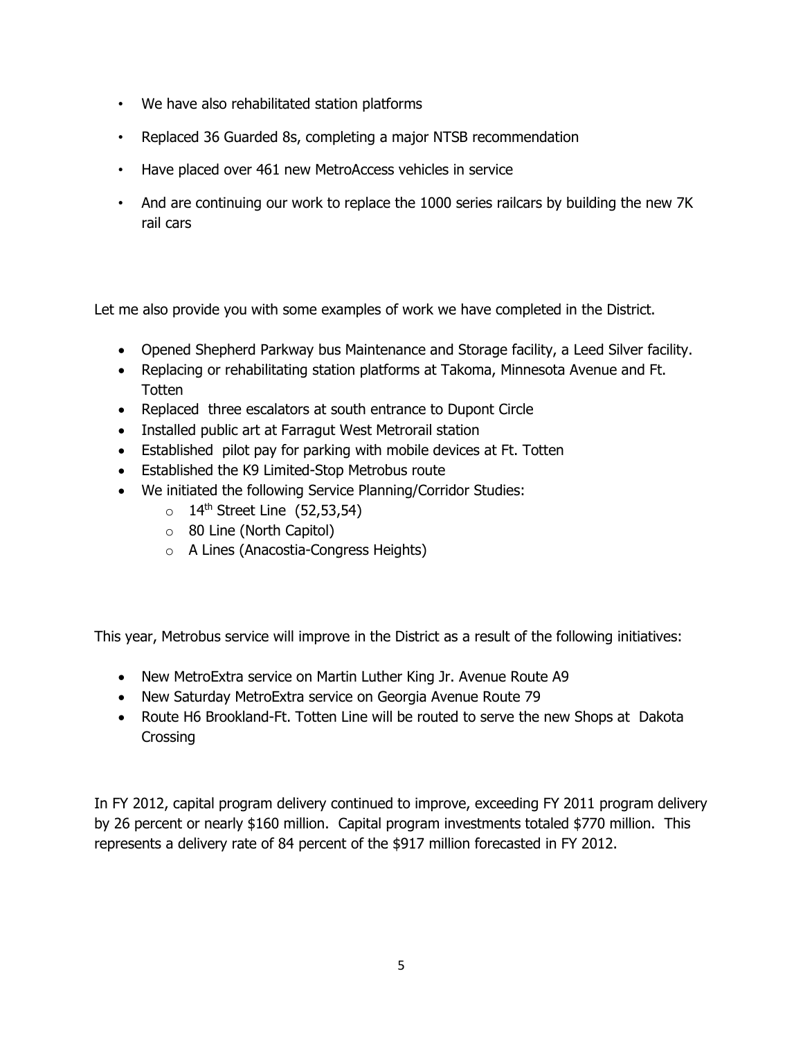- We have also rehabilitated station platforms
- Replaced 36 Guarded 8s, completing a major NTSB recommendation
- Have placed over 461 new MetroAccess vehicles in service
- And are continuing our work to replace the 1000 series railcars by building the new 7K rail cars

Let me also provide you with some examples of work we have completed in the District.

- Opened Shepherd Parkway bus Maintenance and Storage facility, a Leed Silver facility.
- Replacing or rehabilitating station platforms at Takoma, Minnesota Avenue and Ft. Totten
- Replaced three escalators at south entrance to Dupont Circle
- Installed public art at Farragut West Metrorail station
- Established pilot pay for parking with mobile devices at Ft. Totten
- Established the K9 Limited-Stop Metrobus route
- We initiated the following Service Planning/Corridor Studies:
  - 14th Street Line (52,53,54)
  - 80 Line (North Capitol)
  - A Lines (Anacostia-Congress Heights)

This year, Metrobus service will improve in the District as a result of the following initiatives:

- New MetroExtra service on Martin Luther King Jr. Avenue Route A9
- New Saturday MetroExtra service on Georgia Avenue Route 79
- Route H6 Brookland-Ft. Totten Line will be routed to serve the new Shops at Dakota Crossing

In FY 2012, capital program delivery continued to improve, exceeding FY 2011 program delivery by 26 percent or nearly $160 million. Capital program investments totaled $770 million. This represents a delivery rate of 84 percent of the $917 million forecasted in FY 2012.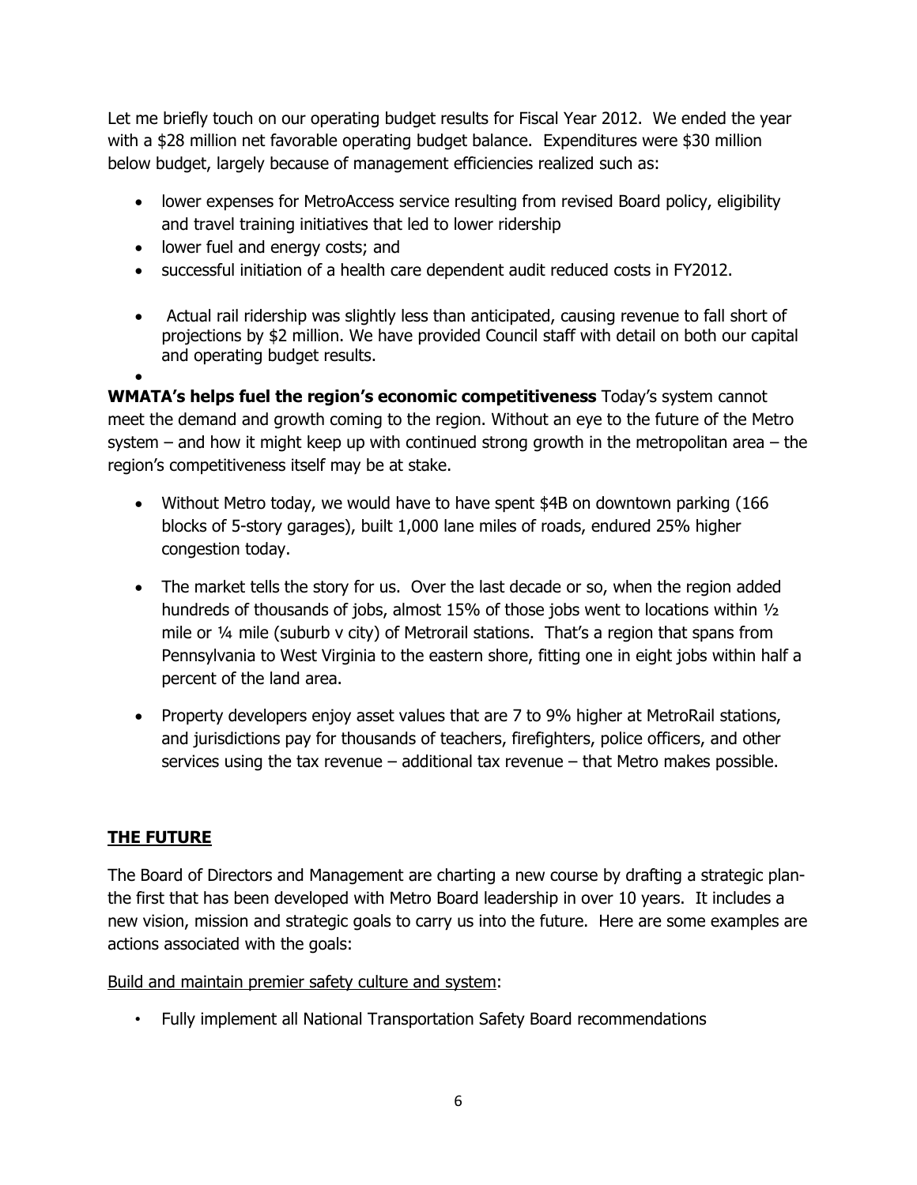Let me briefly touch on our operating budget results for Fiscal Year 2012. We ended the year with a $28 million net favorable operating budget balance. Expenditures were $30 million below budget, largely because of management efficiencies realized such as:

- lower expenses for MetroAccess service resulting from revised Board policy, eligibility and travel training initiatives that led to lower ridership
- lower fuel and energy costs; and
- successful initiation of a health care dependent audit reduced costs in FY2012.

- Actual rail ridership was slightly less than anticipated, causing revenue to fall short of projections by $2 million. We have provided Council staff with detail on both our capital and operating budget results.
- 

**WMATA's helps fuel the region's economic competitiveness** Today's system cannot meet the demand and growth coming to the region. Without an eye to the future of the Metro system – and how it might keep up with continued strong growth in the metropolitan area – the region's competitiveness itself may be at stake.

- Without Metro today, we would have to have spent $4B on downtown parking (166 blocks of 5-story garages), built 1,000 lane miles of roads, endured 25% higher congestion today.

- The market tells the story for us. Over the last decade or so, when the region added hundreds of thousands of jobs, almost 15% of those jobs went to locations within ½ mile or ¼ mile (suburb v city) of Metrorail stations. That's a region that spans from Pennsylvania to West Virginia to the eastern shore, fitting one in eight jobs within half a percent of the land area.

- Property developers enjoy asset values that are 7 to 9% higher at MetroRail stations, and jurisdictions pay for thousands of teachers, firefighters, police officers, and other services using the tax revenue – additional tax revenue – that Metro makes possible.

## <u>THE FUTURE</u>

The Board of Directors and Management are charting a new course by drafting a strategic plan- the first that has been developed with Metro Board leadership in over 10 years. It includes a new vision, mission and strategic goals to carry us into the future. Here are some examples are actions associated with the goals:

<u>Build and maintain premier safety culture and system</u>:

- Fully implement all National Transportation Safety Board recommendations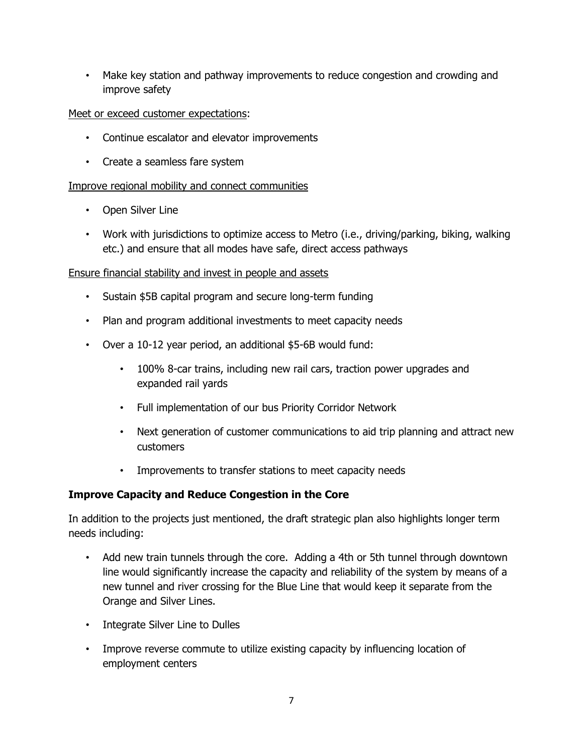- Make key station and pathway improvements to reduce congestion and crowding and improve safety

<u>Meet or exceed customer expectations</u>:

- Continue escalator and elevator improvements
- Create a seamless fare system

<u>Improve regional mobility and connect communities</u>

- Open Silver Line
- Work with jurisdictions to optimize access to Metro (i.e., driving/parking, biking, walking etc.) and ensure that all modes have safe, direct access pathways

<u>Ensure financial stability and invest in people and assets</u>

- Sustain $5B capital program and secure long-term funding
- Plan and program additional investments to meet capacity needs
- Over a 10-12 year period, an additional $5-6B would fund:
    - 100% 8-car trains, including new rail cars, traction power upgrades and expanded rail yards
    - Full implementation of our bus Priority Corridor Network
    - Next generation of customer communications to aid trip planning and attract new customers
    - Improvements to transfer stations to meet capacity needs

**Improve Capacity and Reduce Congestion in the Core**

In addition to the projects just mentioned, the draft strategic plan also highlights longer term needs including:

- Add new train tunnels through the core. Adding a 4th or 5th tunnel through downtown line would significantly increase the capacity and reliability of the system by means of a new tunnel and river crossing for the Blue Line that would keep it separate from the Orange and Silver Lines.
- Integrate Silver Line to Dulles
- Improve reverse commute to utilize existing capacity by influencing location of employment centers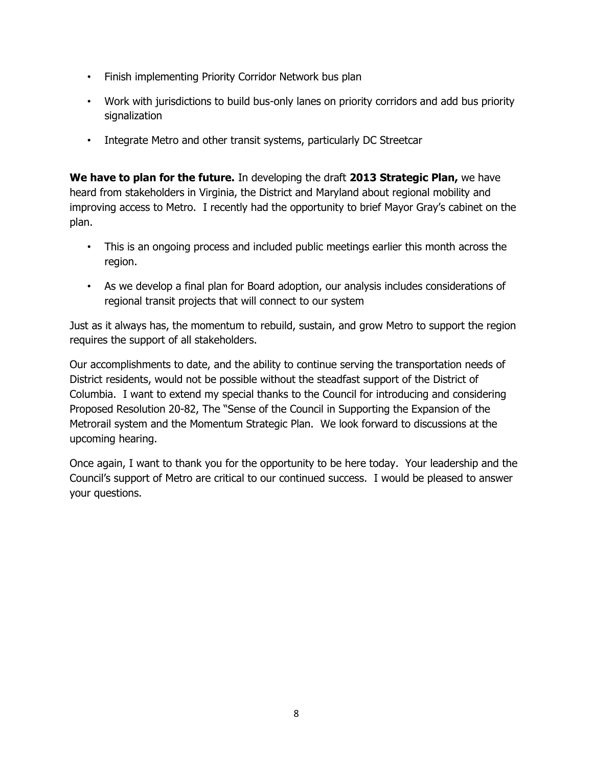- Finish implementing Priority Corridor Network bus plan
- Work with jurisdictions to build bus-only lanes on priority corridors and add bus priority signalization
- Integrate Metro and other transit systems, particularly DC Streetcar

**We have to plan for the future.** In developing the draft **2013 Strategic Plan,** we have heard from stakeholders in Virginia, the District and Maryland about regional mobility and improving access to Metro. I recently had the opportunity to brief Mayor Gray's cabinet on the plan.

- This is an ongoing process and included public meetings earlier this month across the region.
- As we develop a final plan for Board adoption, our analysis includes considerations of regional transit projects that will connect to our system

Just as it always has, the momentum to rebuild, sustain, and grow Metro to support the region requires the support of all stakeholders.

Our accomplishments to date, and the ability to continue serving the transportation needs of District residents, would not be possible without the steadfast support of the District of Columbia. I want to extend my special thanks to the Council for introducing and considering Proposed Resolution 20-82, The "Sense of the Council in Supporting the Expansion of the Metrorail system and the Momentum Strategic Plan. We look forward to discussions at the upcoming hearing.

Once again, I want to thank you for the opportunity to be here today. Your leadership and the Council's support of Metro are critical to our continued success. I would be pleased to answer your questions.